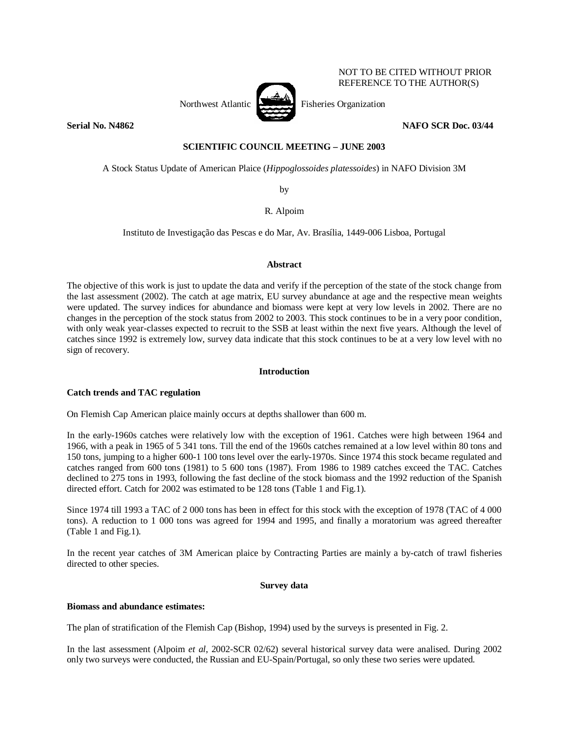NOT TO BE CITED WITHOUT PRIOR REFERENCE TO THE AUTHOR(S)

Northwest Atlantic Fisheries Organization

**Serial No. N4862** **NAFO SCR Doc. 03/44**

**SCIENTIFIC COUNCIL MEETING – JUNE 2003**

A Stock Status Update of American Plaice (*Hippoglossoides platessoides*) in NAFO Division 3M

by

R. Alpoim

Instituto de Investigação das Pescas e do Mar, Av. Brasília, 1449-006 Lisboa, Portugal

## Abstract

The objective of this work is just to update the data and verify if the perception of the state of the stock change from the last assessment (2002). The catch at age matrix, EU survey abundance at age and the respective mean weights were updated. The survey indices for abundance and biomass were kept at very low levels in 2002. There are no changes in the perception of the stock status from 2002 to 2003. This stock continues to be in a very poor condition, with only weak year-classes expected to recruit to the SSB at least within the next five years. Although the level of catches since 1992 is extremely low, survey data indicate that this stock continues to be at a very low level with no sign of recovery.

## Introduction

### Catch trends and TAC regulation

On Flemish Cap American plaice mainly occurs at depths shallower than 600 m.

In the early-1960s catches were relatively low with the exception of 1961. Catches were high between 1964 and 1966, with a peak in 1965 of 5 341 tons. Till the end of the 1960s catches remained at a low level within 80 tons and 150 tons, jumping to a higher 600-1 100 tons level over the early-1970s. Since 1974 this stock became regulated and catches ranged from 600 tons (1981) to 5 600 tons (1987). From 1986 to 1989 catches exceed the TAC. Catches declined to 275 tons in 1993, following the fast decline of the stock biomass and the 1992 reduction of the Spanish directed effort. Catch for 2002 was estimated to be 128 tons (Table 1 and Fig.1).

Since 1974 till 1993 a TAC of 2 000 tons has been in effect for this stock with the exception of 1978 (TAC of 4 000 tons). A reduction to 1 000 tons was agreed for 1994 and 1995, and finally a moratorium was agreed thereafter (Table 1 and Fig.1).

In the recent year catches of 3M American plaice by Contracting Parties are mainly a by-catch of trawl fisheries directed to other species.

## Survey data

### Biomass and abundance estimates:

The plan of stratification of the Flemish Cap (Bishop, 1994) used by the surveys is presented in Fig. 2.

In the last assessment (Alpoim *et al*, 2002-SCR 02/62) several historical survey data were analised. During 2002 only two surveys were conducted, the Russian and EU-Spain/Portugal, so only these two series were updated.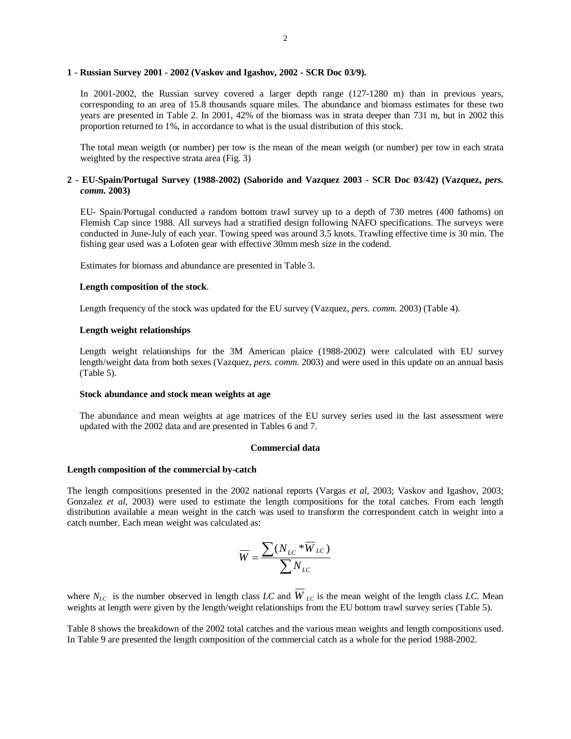**1 - Russian Survey 2001 - 2002 (Vaskov and Igashov, 2002 - SCR Doc 03/9).**

In 2001-2002, the Russian survey covered a larger depth range (127-1280 m) than in previous years, corresponding to an area of 15.8 thousands square miles. The abundance and biomass estimates for these two years are presented in Table 2. In 2001, 42% of the biomass was in strata deeper than 731 m, but in 2002 this proportion returned to 1%, in accordance to what is the usual distribution of this stock.

The total mean weigth (or number) per tow is the mean of the mean weigth (or number) per tow in each strata weighted by the respective strata area (Fig. 3)

**2 - EU-Spain/Portugal Survey (1988-2002) (Saborido and Vazquez 2003 - SCR Doc 03/42) (Vazquez, *pers. comm.* 2003)**

EU- Spain/Portugal conducted a random bottom trawl survey up to a depth of 730 metres (400 fathoms) on Flemish Cap since 1988. All surveys had a stratified design following NAFO specifications. The surveys were conducted in June-July of each year. Towing speed was around 3.5 knots. Trawling effective time is 30 min. The fishing gear used was a Lofoten gear with effective 30mm mesh size in the codend.

Estimates for biomass and abundance are presented in Table 3.

**Length composition of the stock**.

Length frequency of the stock was updated for the EU survey (Vazquez, *pers. comm.* 2003) (Table 4).

**Length weight relationships**

Length weight relationships for the 3M American plaice (1988-2002) were calculated with EU survey length/weight data from both sexes (Vazquez, *pers. comm.* 2003) and were used in this update on an annual basis (Table 5).

**Stock abundance and stock mean weights at age**

The abundance and mean weights at age matrices of the EU survey series used in the last assessment were updated with the 2002 data and are presented in Tables 6 and 7.

**Commercial data**

**Length composition of the commercial by-catch**

The length compositions presented in the 2002 national reports (Vargas *et al*, 2003; Vaskov and Igashov, 2003; Gonzalez *et al*, 2003) were used to estimate the length compositions for the total catches. From each length distribution available a mean weight in the catch was used to transform the correspondent catch in weight into a catch number. Each mean weight was calculated as:

$$\overline{W} = \frac{\sum (N_{LC} * \overline{W}_{LC})}{\sum N_{LC}}$$

where $N_{LC}$ is the number observed in length class *LC* and $\overline{W}_{LC}$ is the mean weight of the length class *LC*. Mean weights at length were given by the length/weight relationships from the EU bottom trawl survey series (Table 5).

Table 8 shows the breakdown of the 2002 total catches and the various mean weights and length compositions used. In Table 9 are presented the length composition of the commercial catch as a whole for the period 1988-2002.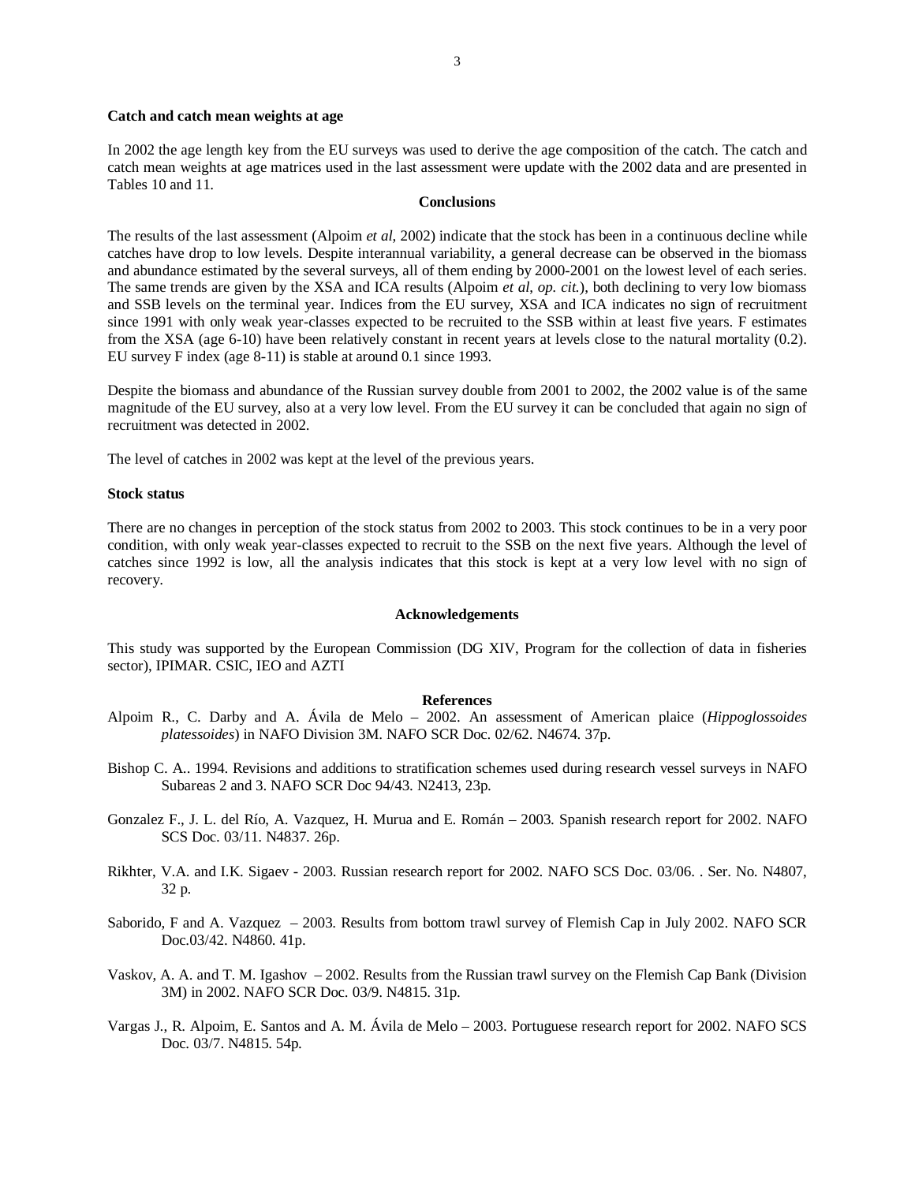**Catch and catch mean weights at age**

In 2002 the age length key from the EU surveys was used to derive the age composition of the catch. The catch and catch mean weights at age matrices used in the last assessment were update with the 2002 data and are presented in Tables 10 and 11.

## Conclusions

The results of the last assessment (Alpoim *et al*, 2002) indicate that the stock has been in a continuous decline while catches have drop to low levels. Despite interannual variability, a general decrease can be observed in the biomass and abundance estimated by the several surveys, all of them ending by 2000-2001 on the lowest level of each series. The same trends are given by the XSA and ICA results (Alpoim *et al, op. cit.*), both declining to very low biomass and SSB levels on the terminal year. Indices from the EU survey, XSA and ICA indicates no sign of recruitment since 1991 with only weak year-classes expected to be recruited to the SSB within at least five years. F estimates from the XSA (age 6-10) have been relatively constant in recent years at levels close to the natural mortality (0.2). EU survey F index (age 8-11) is stable at around 0.1 since 1993.

Despite the biomass and abundance of the Russian survey double from 2001 to 2002, the 2002 value is of the same magnitude of the EU survey, also at a very low level. From the EU survey it can be concluded that again no sign of recruitment was detected in 2002.

The level of catches in 2002 was kept at the level of the previous years.

**Stock status**

There are no changes in perception of the stock status from 2002 to 2003. This stock continues to be in a very poor condition, with only weak year-classes expected to recruit to the SSB on the next five years. Although the level of catches since 1992 is low, all the analysis indicates that this stock is kept at a very low level with no sign of recovery.

## Acknowledgements

This study was supported by the European Commission (DG XIV, Program for the collection of data in fisheries sector), IPIMAR. CSIC, IEO and AZTI

## References

Alpoim R., C. Darby and A. Ávila de Melo – 2002. An assessment of American plaice (*Hippoglossoides platessoides*) in NAFO Division 3M. NAFO SCR Doc. 02/62. N4674. 37p.

Bishop C. A.. 1994. Revisions and additions to stratification schemes used during research vessel surveys in NAFO Subareas 2 and 3. NAFO SCR Doc 94/43. N2413, 23p.

Gonzalez F., J. L. del Río, A. Vazquez, H. Murua and E. Román – 2003. Spanish research report for 2002. NAFO SCS Doc. 03/11. N4837. 26p.

Rikhter, V.A. and I.K. Sigaev - 2003. Russian research report for 2002. NAFO SCS Doc. 03/06. . Ser. No. N4807, 32 p.

Saborido, F and A. Vazquez – 2003. Results from bottom trawl survey of Flemish Cap in July 2002. NAFO SCR Doc.03/42. N4860. 41p.

Vaskov, A. A. and T. M. Igashov – 2002. Results from the Russian trawl survey on the Flemish Cap Bank (Division 3M) in 2002. NAFO SCR Doc. 03/9. N4815. 31p.

Vargas J., R. Alpoim, E. Santos and A. M. Ávila de Melo – 2003. Portuguese research report for 2002. NAFO SCS Doc. 03/7. N4815. 54p.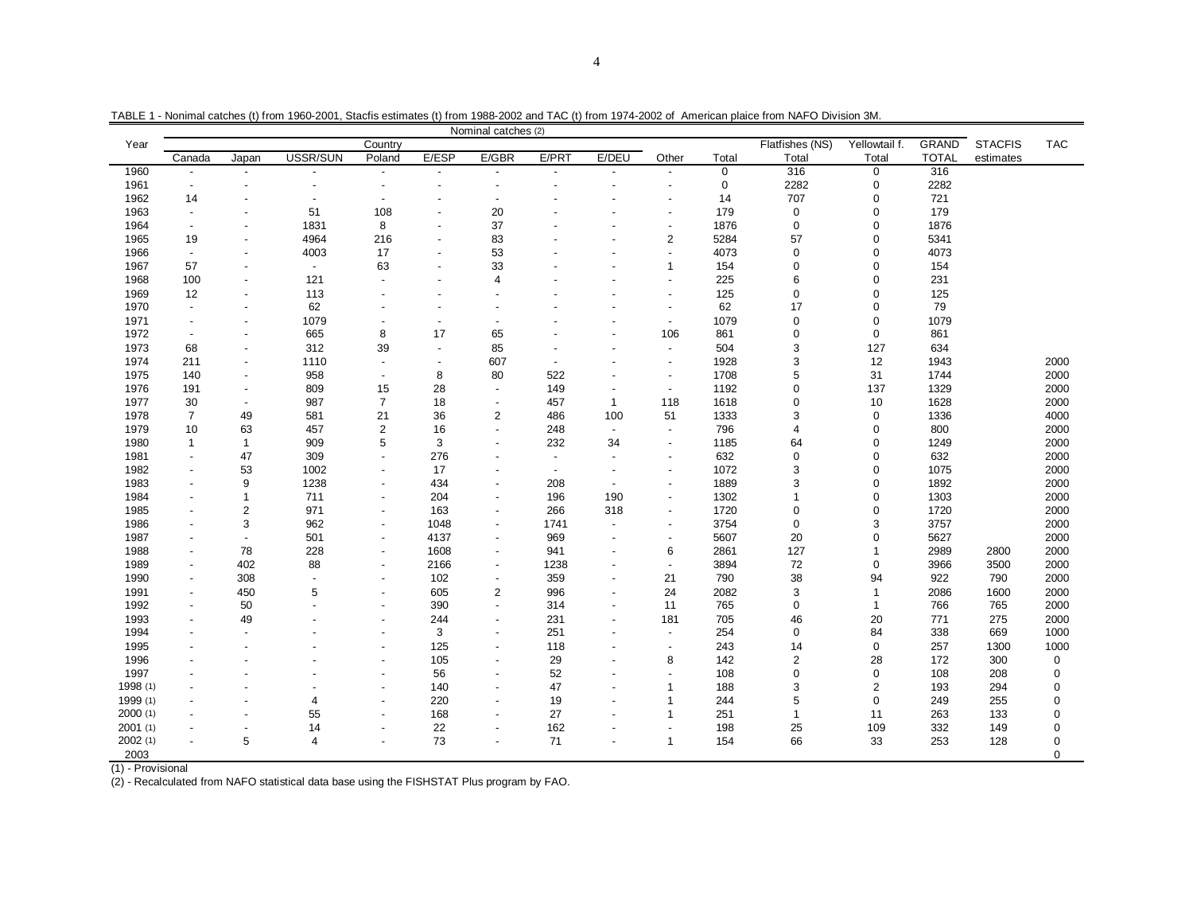TABLE 1 - Nonimal catches (t) from 1960-2001, Stacfis estimates (t) from 1988-2002 and TAC (t) from 1974-2002 of American plaice from NAFO Division 3M.

| Year | Nominal catches (2) | | | | | | | | | | | | | STACFIS | TAC |
|---|---|---|---|---|---|---|---|---|---|---|---|---|---|---|---|
| | Country | | | | | | | | | | Flatfishes (NS) | Yellowtail f. | GRAND | | |
| | Canada | Japan | USSR/SUN | Poland | E/ESP | E/GBR | E/PRT | E/DEU | Other | Total | Total | Total | TOTAL | estimates | |
| 1960 | - | - | - | - | - | - | - | - | - | 0 | 316 | 0 | 316 | | |
| 1961 | - | - | - | - | - | - | - | - | - | 0 | 2282 | 0 | 2282 | | |
| 1962 | 14 | - | - | - | - | - | - | - | - | 14 | 707 | 0 | 721 | | |
| 1963 | - | - | 51 | 108 | - | 20 | - | - | - | 179 | 0 | 0 | 179 | | |
| 1964 | - | - | 1831 | 8 | - | 37 | - | - | - | 1876 | 0 | 0 | 1876 | | |
| 1965 | 19 | - | 4964 | 216 | - | 83 | - | - | 2 | 5284 | 57 | 0 | 5341 | | |
| 1966 | - | - | 4003 | 17 | - | 53 | - | - | - | 4073 | 0 | 0 | 4073 | | |
| 1967 | 57 | - | - | 63 | - | 33 | - | - | 1 | 154 | 0 | 0 | 154 | | |
| 1968 | 100 | - | 121 | - | - | 4 | - | - | - | 225 | 6 | 0 | 231 | | |
| 1969 | 12 | - | 113 | - | - | - | - | - | - | 125 | 0 | 0 | 125 | | |
| 1970 | - | - | 62 | - | - | - | - | - | - | 62 | 17 | 0 | 79 | | |
| 1971 | - | - | 1079 | - | - | - | - | - | - | 1079 | 0 | 0 | 1079 | | |
| 1972 | - | - | 665 | 8 | 17 | 65 | - | - | 106 | 861 | 0 | 0 | 861 | | |
| 1973 | 68 | - | 312 | 39 | - | 85 | - | - | - | 504 | 3 | 127 | 634 | | |
| 1974 | 211 | - | 1110 | - | - | 607 | - | - | - | 1928 | 3 | 12 | 1943 | | 2000 |
| 1975 | 140 | - | 958 | - | 8 | 80 | 522 | - | - | 1708 | 5 | 31 | 1744 | | 2000 |
| 1976 | 191 | - | 809 | 15 | 28 | - | 149 | - | - | 1192 | 0 | 137 | 1329 | | 2000 |
| 1977 | 30 | - | 987 | 7 | 18 | - | 457 | 1 | 118 | 1618 | 0 | 10 | 1628 | | 2000 |
| 1978 | 7 | 49 | 581 | 21 | 36 | 2 | 486 | 100 | 51 | 1333 | 3 | 0 | 1336 | | 4000 |
| 1979 | 10 | 63 | 457 | 2 | 16 | - | 248 | - | - | 796 | 4 | 0 | 800 | | 2000 |
| 1980 | 1 | 1 | 909 | 5 | 3 | - | 232 | 34 | - | 1185 | 64 | 0 | 1249 | | 2000 |
| 1981 | - | 47 | 309 | - | 276 | - | - | - | - | 632 | 0 | 0 | 632 | | 2000 |
| 1982 | - | 53 | 1002 | - | 17 | - | - | - | - | 1072 | 3 | 0 | 1075 | | 2000 |
| 1983 | - | 9 | 1238 | - | 434 | - | 208 | - | - | 1889 | 3 | 0 | 1892 | | 2000 |
| 1984 | - | 1 | 711 | - | 204 | - | 196 | 190 | - | 1302 | 1 | 0 | 1303 | | 2000 |
| 1985 | - | 2 | 971 | - | 163 | - | 266 | 318 | - | 1720 | 0 | 0 | 1720 | | 2000 |
| 1986 | - | 3 | 962 | - | 1048 | - | 1741 | - | - | 3754 | 0 | 3 | 3757 | | 2000 |
| 1987 | - | - | 501 | - | 4137 | - | 969 | - | - | 5607 | 20 | 0 | 5627 | | 2000 |
| 1988 | - | 78 | 228 | - | 1608 | - | 941 | - | 6 | 2861 | 127 | 1 | 2989 | 2800 | 2000 |
| 1989 | - | 402 | 88 | - | 2166 | - | 1238 | - | - | 3894 | 72 | 0 | 3966 | 3500 | 2000 |
| 1990 | - | 308 | - | - | 102 | - | 359 | - | 21 | 790 | 38 | 94 | 922 | 790 | 2000 |
| 1991 | - | 450 | 5 | - | 605 | 2 | 996 | - | 24 | 2082 | 3 | 1 | 2086 | 1600 | 2000 |
| 1992 | - | 50 | - | - | 390 | - | 314 | - | 11 | 765 | 0 | 1 | 766 | 765 | 2000 |
| 1993 | - | 49 | - | - | 244 | - | 231 | - | 181 | 705 | 46 | 20 | 771 | 275 | 2000 |
| 1994 | - | - | - | - | 3 | - | 251 | - | - | 254 | 0 | 84 | 338 | 669 | 1000 |
| 1995 | - | - | - | - | 125 | - | 118 | - | - | 243 | 14 | 0 | 257 | 1300 | 1000 |
| 1996 | - | - | - | - | 105 | - | 29 | - | 8 | 142 | 2 | 28 | 172 | 300 | 0 |
| 1997 | - | - | - | - | 56 | - | 52 | - | - | 108 | 0 | 0 | 108 | 208 | 0 |
| 1998 (1) | - | - | - | - | 140 | - | 47 | - | 1 | 188 | 3 | 2 | 193 | 294 | 0 |
| 1999 (1) | - | - | 4 | - | 220 | - | 19 | - | 1 | 244 | 5 | 0 | 249 | 255 | 0 |
| 2000 (1) | - | - | 55 | - | 168 | - | 27 | - | 1 | 251 | 1 | 11 | 263 | 133 | 0 |
| 2001 (1) | - | - | 14 | - | 22 | - | 162 | - | - | 198 | 25 | 109 | 332 | 149 | 0 |
| 2002 (1) | - | 5 | 4 | - | 73 | - | 71 | - | 1 | 154 | 66 | 33 | 253 | 128 | 0 |
| 2003 | | | | | | | | | | | | | | | 0 |

(1) - Provisional

(2) - Recalculated from NAFO statistical data base using the FISHSTAT Plus program by FAO.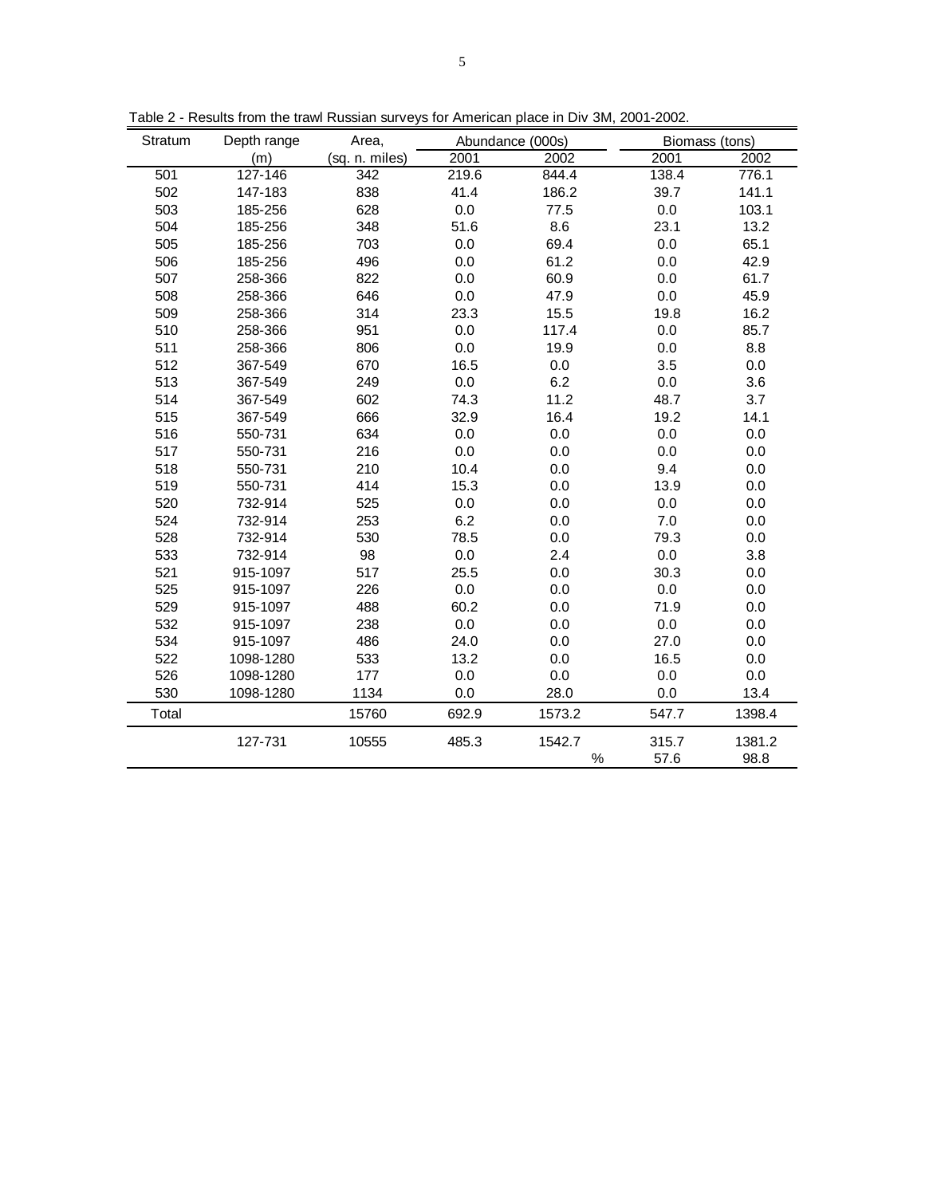Table 2 - Results from the trawl Russian surveys for American place in Div 3M, 2001-2002.

| Stratum | Depth range (m) | Area, (sq. n. miles) | Abundance (000s) | | | Biomass (tons) | |
|---|---|---|---|---|---|---|---|
| | | | 2001 | 2002 | | 2001 | 2002 |
| 501 | 127-146 | 342 | 219.6 | 844.4 | | 138.4 | 776.1 |
| 502 | 147-183 | 838 | 41.4 | 186.2 | | 39.7 | 141.1 |
| 503 | 185-256 | 628 | 0.0 | 77.5 | | 0.0 | 103.1 |
| 504 | 185-256 | 348 | 51.6 | 8.6 | | 23.1 | 13.2 |
| 505 | 185-256 | 703 | 0.0 | 69.4 | | 0.0 | 65.1 |
| 506 | 185-256 | 496 | 0.0 | 61.2 | | 0.0 | 42.9 |
| 507 | 258-366 | 822 | 0.0 | 60.9 | | 0.0 | 61.7 |
| 508 | 258-366 | 646 | 0.0 | 47.9 | | 0.0 | 45.9 |
| 509 | 258-366 | 314 | 23.3 | 15.5 | | 19.8 | 16.2 |
| 510 | 258-366 | 951 | 0.0 | 117.4 | | 0.0 | 85.7 |
| 511 | 258-366 | 806 | 0.0 | 19.9 | | 0.0 | 8.8 |
| 512 | 367-549 | 670 | 16.5 | 0.0 | | 3.5 | 0.0 |
| 513 | 367-549 | 249 | 0.0 | 6.2 | | 0.0 | 3.6 |
| 514 | 367-549 | 602 | 74.3 | 11.2 | | 48.7 | 3.7 |
| 515 | 367-549 | 666 | 32.9 | 16.4 | | 19.2 | 14.1 |
| 516 | 550-731 | 634 | 0.0 | 0.0 | | 0.0 | 0.0 |
| 517 | 550-731 | 216 | 0.0 | 0.0 | | 0.0 | 0.0 |
| 518 | 550-731 | 210 | 10.4 | 0.0 | | 9.4 | 0.0 |
| 519 | 550-731 | 414 | 15.3 | 0.0 | | 13.9 | 0.0 |
| 520 | 732-914 | 525 | 0.0 | 0.0 | | 0.0 | 0.0 |
| 524 | 732-914 | 253 | 6.2 | 0.0 | | 7.0 | 0.0 |
| 528 | 732-914 | 530 | 78.5 | 0.0 | | 79.3 | 0.0 |
| 533 | 732-914 | 98 | 0.0 | 2.4 | | 0.0 | 3.8 |
| 521 | 915-1097 | 517 | 25.5 | 0.0 | | 30.3 | 0.0 |
| 525 | 915-1097 | 226 | 0.0 | 0.0 | | 0.0 | 0.0 |
| 529 | 915-1097 | 488 | 60.2 | 0.0 | | 71.9 | 0.0 |
| 532 | 915-1097 | 238 | 0.0 | 0.0 | | 0.0 | 0.0 |
| 534 | 915-1097 | 486 | 24.0 | 0.0 | | 27.0 | 0.0 |
| 522 | 1098-1280 | 533 | 13.2 | 0.0 | | 16.5 | 0.0 |
| 526 | 1098-1280 | 177 | 0.0 | 0.0 | | 0.0 | 0.0 |
| 530 | 1098-1280 | 1134 | 0.0 | 28.0 | | 0.0 | 13.4 |
| Total | | 15760 | 692.9 | 1573.2 | | 547.7 | 1398.4 |
| | 127-731 | 10555 | 485.3 | 1542.7 | | 315.7 | 1381.2 |
| | | | | | % | 57.6 | 98.8 |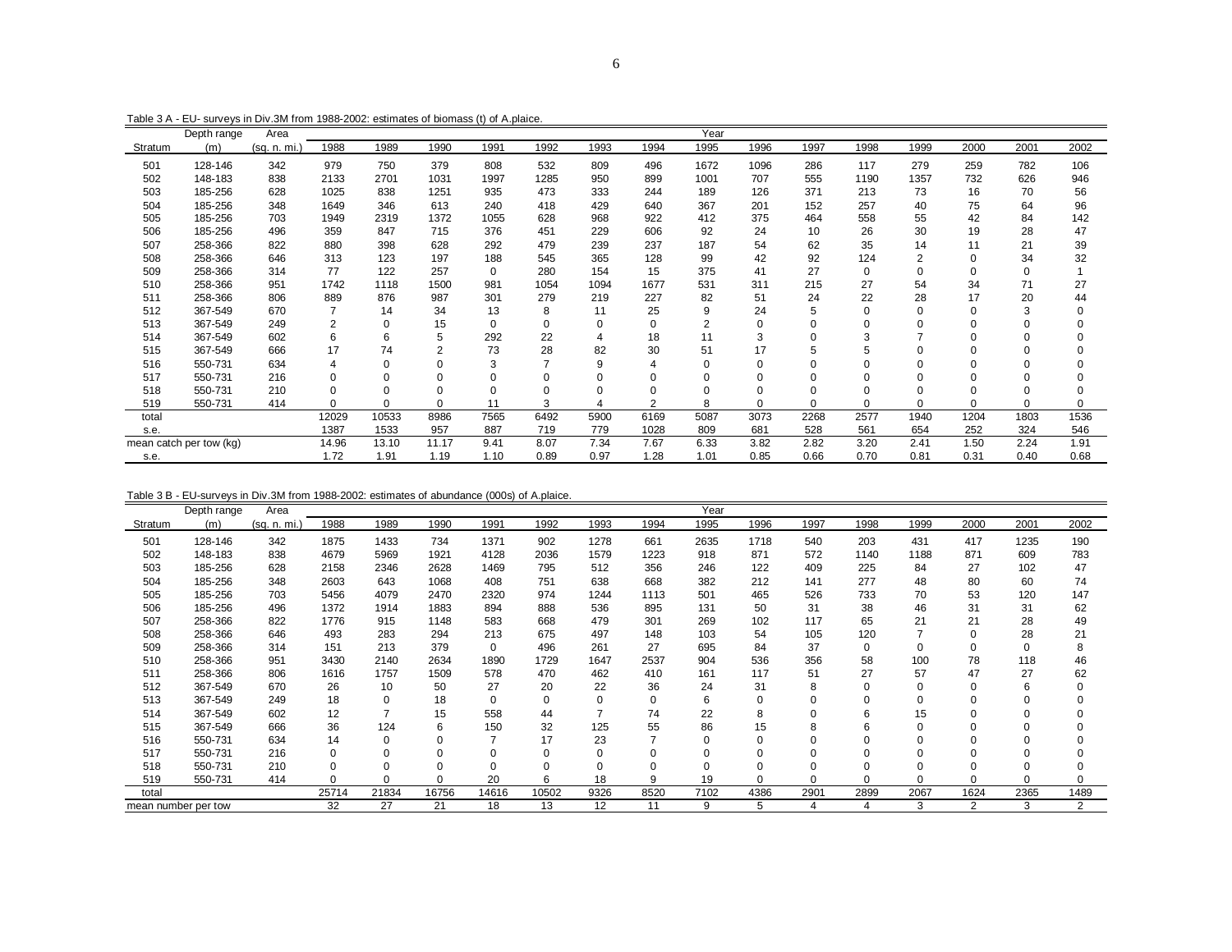Table 3 A - EU- surveys in Div.3M from 1988-2002: estimates of biomass (t) of A.plaice.

| Stratum | Depth range (m) | Area (sq. n. mi.) | 1988 | 1989 | 1990 | 1991 | 1992 | 1993 | 1994 | 1995 | 1996 | 1997 | 1998 | 1999 | 2000 | 2001 | 2002 |
|---|---|---|---|---|---|---|---|---|---|---|---|---|---|---|---|---|---|
| 501 | 128-146 | 342 | 979 | 750 | 379 | 808 | 532 | 809 | 496 | 1672 | 1096 | 286 | 117 | 279 | 259 | 782 | 106 |
| 502 | 148-183 | 838 | 2133 | 2701 | 1031 | 1997 | 1285 | 950 | 899 | 1001 | 707 | 555 | 1190 | 1357 | 732 | 626 | 946 |
| 503 | 185-256 | 628 | 1025 | 838 | 1251 | 935 | 473 | 333 | 244 | 189 | 126 | 371 | 213 | 73 | 16 | 70 | 56 |
| 504 | 185-256 | 348 | 1649 | 346 | 613 | 240 | 418 | 429 | 640 | 367 | 201 | 152 | 257 | 40 | 75 | 64 | 96 |
| 505 | 185-256 | 703 | 1949 | 2319 | 1372 | 1055 | 628 | 968 | 922 | 412 | 375 | 464 | 558 | 55 | 42 | 84 | 142 |
| 506 | 185-256 | 496 | 359 | 847 | 715 | 376 | 451 | 229 | 606 | 92 | 24 | 10 | 26 | 30 | 19 | 28 | 47 |
| 507 | 258-366 | 822 | 880 | 398 | 628 | 292 | 479 | 239 | 237 | 187 | 54 | 62 | 35 | 14 | 11 | 21 | 39 |
| 508 | 258-366 | 646 | 313 | 123 | 197 | 188 | 545 | 365 | 128 | 99 | 42 | 92 | 124 | 2 | 0 | 34 | 32 |
| 509 | 258-366 | 314 | 77 | 122 | 257 | 0 | 280 | 154 | 15 | 375 | 41 | 27 | 0 | 0 | 0 | 0 | 1 |
| 510 | 258-366 | 951 | 1742 | 1118 | 1500 | 981 | 1054 | 1094 | 1677 | 531 | 311 | 215 | 27 | 54 | 34 | 71 | 27 |
| 511 | 258-366 | 806 | 889 | 876 | 987 | 301 | 279 | 219 | 227 | 82 | 51 | 24 | 22 | 28 | 17 | 20 | 44 |
| 512 | 367-549 | 670 | 7 | 14 | 34 | 13 | 8 | 11 | 25 | 9 | 24 | 5 | 0 | 0 | 0 | 3 | 0 |
| 513 | 367-549 | 249 | 2 | 0 | 15 | 0 | 0 | 0 | 0 | 2 | 0 | 0 | 0 | 0 | 0 | 0 | 0 |
| 514 | 367-549 | 602 | 6 | 6 | 5 | 292 | 22 | 4 | 18 | 11 | 3 | 0 | 3 | 7 | 0 | 0 | 0 |
| 515 | 367-549 | 666 | 17 | 74 | 2 | 73 | 28 | 82 | 30 | 51 | 17 | 5 | 5 | 0 | 0 | 0 | 0 |
| 516 | 550-731 | 634 | 4 | 0 | 0 | 3 | 7 | 9 | 4 | 0 | 0 | 0 | 0 | 0 | 0 | 0 | 0 |
| 517 | 550-731 | 216 | 0 | 0 | 0 | 0 | 0 | 0 | 0 | 0 | 0 | 0 | 0 | 0 | 0 | 0 | 0 |
| 518 | 550-731 | 210 | 0 | 0 | 0 | 0 | 0 | 0 | 0 | 0 | 0 | 0 | 0 | 0 | 0 | 0 | 0 |
| 519 | 550-731 | 414 | 0 | 0 | 0 | 11 | 3 | 4 | 2 | 8 | 0 | 0 | 0 | 0 | 0 | 0 | 0 |
| total | | | 12029 | 10533 | 8986 | 7565 | 6492 | 5900 | 6169 | 5087 | 3073 | 2268 | 2577 | 1940 | 1204 | 1803 | 1536 |
| s.e. | | | 1387 | 1533 | 957 | 887 | 719 | 779 | 1028 | 809 | 681 | 528 | 561 | 654 | 252 | 324 | 546 |
| mean catch per tow (kg) | | | 14.96 | 13.10 | 11.17 | 9.41 | 8.07 | 7.34 | 7.67 | 6.33 | 3.82 | 2.82 | 3.20 | 2.41 | 1.50 | 2.24 | 1.91 |
| s.e. | | | 1.72 | 1.91 | 1.19 | 1.10 | 0.89 | 0.97 | 1.28 | 1.01 | 0.85 | 0.66 | 0.70 | 0.81 | 0.31 | 0.40 | 0.68 |

Table 3 B - EU-surveys in Div.3M from 1988-2002: estimates of abundance (000s) of A.plaice.

| Stratum | Depth range (m) | Area (sq. n. mi.) | 1988 | 1989 | 1990 | 1991 | 1992 | 1993 | 1994 | 1995 | 1996 | 1997 | 1998 | 1999 | 2000 | 2001 | 2002 |
|---|---|---|---|---|---|---|---|---|---|---|---|---|---|---|---|---|---|
| 501 | 128-146 | 342 | 1875 | 1433 | 734 | 1371 | 902 | 1278 | 661 | 2635 | 1718 | 540 | 203 | 431 | 417 | 1235 | 190 |
| 502 | 148-183 | 838 | 4679 | 5969 | 1921 | 4128 | 2036 | 1579 | 1223 | 918 | 871 | 572 | 1140 | 1188 | 871 | 609 | 783 |
| 503 | 185-256 | 628 | 2158 | 2346 | 2628 | 1469 | 795 | 512 | 356 | 246 | 122 | 409 | 225 | 84 | 27 | 102 | 47 |
| 504 | 185-256 | 348 | 2603 | 643 | 1068 | 408 | 751 | 638 | 668 | 382 | 212 | 141 | 277 | 48 | 80 | 60 | 74 |
| 505 | 185-256 | 703 | 5456 | 4079 | 2470 | 2320 | 974 | 1244 | 1113 | 501 | 465 | 526 | 733 | 70 | 53 | 120 | 147 |
| 506 | 185-256 | 496 | 1372 | 1914 | 1883 | 894 | 888 | 536 | 895 | 131 | 50 | 31 | 38 | 46 | 31 | 31 | 62 |
| 507 | 258-366 | 822 | 1776 | 915 | 1148 | 583 | 668 | 479 | 301 | 269 | 102 | 117 | 65 | 21 | 21 | 28 | 49 |
| 508 | 258-366 | 646 | 493 | 283 | 294 | 213 | 675 | 497 | 148 | 103 | 54 | 105 | 120 | 7 | 0 | 28 | 21 |
| 509 | 258-366 | 314 | 151 | 213 | 379 | 0 | 496 | 261 | 27 | 695 | 84 | 37 | 0 | 0 | 0 | 0 | 8 |
| 510 | 258-366 | 951 | 3430 | 2140 | 2634 | 1890 | 1729 | 1647 | 2537 | 904 | 536 | 356 | 58 | 100 | 78 | 118 | 46 |
| 511 | 258-366 | 806 | 1616 | 1757 | 1509 | 578 | 470 | 462 | 410 | 161 | 117 | 51 | 27 | 57 | 47 | 27 | 62 |
| 512 | 367-549 | 670 | 26 | 10 | 50 | 27 | 20 | 22 | 36 | 24 | 31 | 8 | 0 | 0 | 0 | 6 | 0 |
| 513 | 367-549 | 249 | 18 | 0 | 18 | 0 | 0 | 0 | 0 | 6 | 0 | 0 | 0 | 0 | 0 | 0 | 0 |
| 514 | 367-549 | 602 | 12 | 7 | 15 | 558 | 44 | 7 | 74 | 22 | 8 | 0 | 6 | 15 | 0 | 0 | 0 |
| 515 | 367-549 | 666 | 36 | 124 | 6 | 150 | 32 | 125 | 55 | 86 | 15 | 8 | 6 | 0 | 0 | 0 | 0 |
| 516 | 550-731 | 634 | 14 | 0 | 0 | 7 | 17 | 23 | 7 | 0 | 0 | 0 | 0 | 0 | 0 | 0 | 0 |
| 517 | 550-731 | 216 | 0 | 0 | 0 | 0 | 0 | 0 | 0 | 0 | 0 | 0 | 0 | 0 | 0 | 0 | 0 |
| 518 | 550-731 | 210 | 0 | 0 | 0 | 0 | 0 | 0 | 0 | 0 | 0 | 0 | 0 | 0 | 0 | 0 | 0 |
| 519 | 550-731 | 414 | 0 | 0 | 0 | 20 | 6 | 18 | 9 | 19 | 0 | 0 | 0 | 0 | 0 | 0 | 0 |
| total | | | 25714 | 21834 | 16756 | 14616 | 10502 | 9326 | 8520 | 7102 | 4386 | 2901 | 2899 | 2067 | 1624 | 2365 | 1489 |
| mean number per tow | | | 32 | 27 | 21 | 18 | 13 | 12 | 11 | 9 | 5 | 4 | 4 | 3 | 2 | 3 | 2 |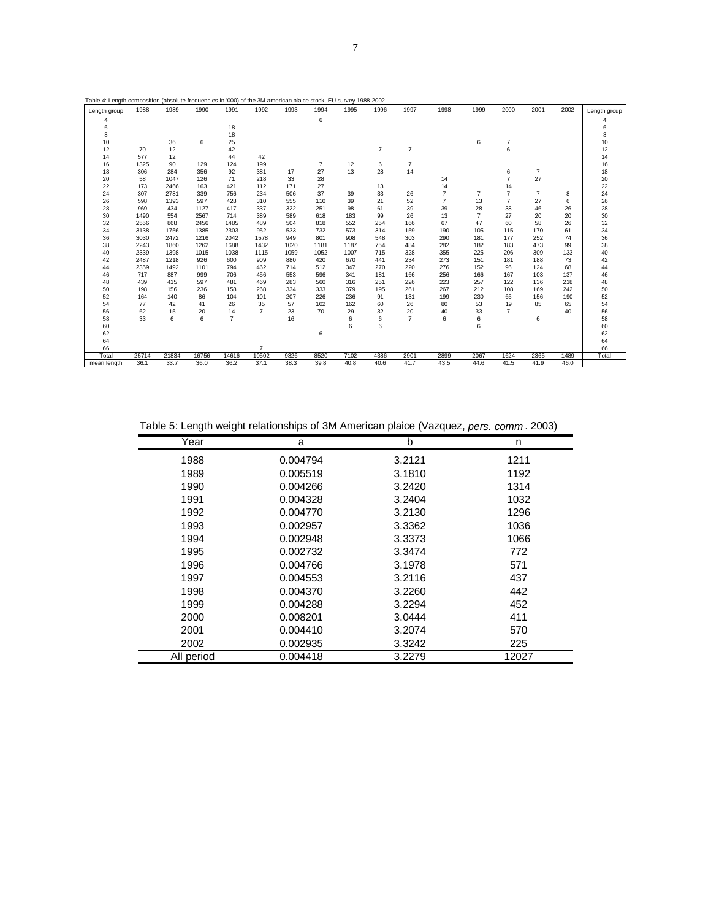Table 4: Length composition (absolute frequencies in '000) of the 3M american plaice stock, EU survey 1988-2002.

| Length group | 1988 | 1989 | 1990 | 1991 | 1992 | 1993 | 1994 | 1995 | 1996 | 1997 | 1998 | 1999 | 2000 | 2001 | 2002 | Length group |
|---|---|---|---|---|---|---|---|---|---|---|---|---|---|---|---|---|
| 4 | | | | | | | 6 | | | | | | | | | 4 |
| 6 | | | | 18 | | | | | | | | | | | | 6 |
| 8 | | | | 18 | | | | | | | | | | | | 8 |
| 10 | | 36 | 6 | 25 | | | | | | | | 6 | 7 | | | 10 |
| 12 | 70 | 12 | | 42 | | | | | 7 | 7 | | | 6 | | | 12 |
| 14 | 577 | 12 | | 44 | 42 | | | | | | | | | | | 14 |
| 16 | 1325 | 90 | 129 | 124 | 199 | | 7 | 12 | 6 | 7 | | | | | | 16 |
| 18 | 306 | 284 | 356 | 92 | 381 | 17 | 27 | 13 | 28 | 14 | | | 6 | 7 | | 18 |
| 20 | 58 | 1047 | 126 | 71 | 218 | 33 | 28 | | | | 14 | | 7 | 27 | | 20 |
| 22 | 173 | 2466 | 163 | 421 | 112 | 171 | 27 | | 13 | | 14 | | 14 | | | 22 |
| 24 | 307 | 2781 | 339 | 756 | 234 | 506 | 37 | 39 | 33 | 26 | 7 | 7 | 7 | 7 | 8 | 24 |
| 26 | 598 | 1393 | 597 | 428 | 310 | 555 | 110 | 39 | 21 | 52 | 7 | 13 | 7 | 27 | 6 | 26 |
| 28 | 969 | 434 | 1127 | 417 | 337 | 322 | 251 | 98 | 61 | 39 | 39 | 28 | 38 | 46 | 26 | 28 |
| 30 | 1490 | 554 | 2567 | 714 | 389 | 589 | 618 | 183 | 99 | 26 | 13 | 7 | 27 | 20 | 20 | 30 |
| 32 | 2556 | 868 | 2456 | 1485 | 489 | 504 | 818 | 552 | 254 | 166 | 67 | 47 | 60 | 58 | 26 | 32 |
| 34 | 3138 | 1756 | 1385 | 2303 | 952 | 533 | 732 | 573 | 314 | 159 | 190 | 105 | 115 | 170 | 61 | 34 |
| 36 | 3030 | 2472 | 1216 | 2042 | 1578 | 949 | 801 | 908 | 548 | 303 | 290 | 181 | 177 | 252 | 74 | 36 |
| 38 | 2243 | 1860 | 1262 | 1688 | 1432 | 1020 | 1181 | 1187 | 754 | 484 | 282 | 182 | 183 | 473 | 99 | 38 |
| 40 | 2339 | 1398 | 1015 | 1038 | 1115 | 1059 | 1052 | 1007 | 715 | 328 | 355 | 225 | 206 | 309 | 133 | 40 |
| 42 | 2487 | 1218 | 926 | 600 | 909 | 880 | 420 | 670 | 441 | 234 | 273 | 151 | 181 | 188 | 73 | 42 |
| 44 | 2359 | 1492 | 1101 | 794 | 462 | 714 | 512 | 347 | 270 | 220 | 276 | 152 | 96 | 124 | 68 | 44 |
| 46 | 717 | 887 | 999 | 706 | 456 | 553 | 596 | 341 | 181 | 166 | 256 | 166 | 60 | 103 | 137 | 46 |
| 48 | 439 | 415 | 597 | 481 | 469 | 283 | 560 | 316 | 251 | 226 | 223 | 257 | 122 | 136 | 218 | 48 |
| 50 | 198 | 156 | 236 | 158 | 268 | 334 | 333 | 379 | 195 | 261 | 267 | 212 | 108 | 169 | 242 | 50 |
| 52 | 164 | 140 | 86 | 104 | 101 | 207 | 226 | 236 | 91 | 131 | 199 | 230 | 65 | 156 | 190 | 52 |
| 54 | 77 | 42 | 41 | 26 | 35 | 57 | 102 | 162 | 60 | 26 | 80 | 53 | 19 | 85 | 65 | 54 |
| 56 | 62 | 15 | 20 | 14 | 7 | 23 | 70 | 29 | 32 | 20 | 40 | 33 | 7 | | 40 | 56 |
| 58 | 33 | 6 | 6 | 7 | | 16 | | 6 | 6 | 7 | 6 | 6 | | 6 | | 58 |
| 60 | | | | | | | | 6 | 6 | | | 6 | | | | 60 |
| 62 | | | | | | | 6 | | | | | | | | | 62 |
| 64 | | | | | | | | | | | | | | | | 64 |
| 66 | | | | | 7 | | | | | | | | | | | 66 |
| Total | 25714 | 21834 | 16756 | 14616 | 10502 | 9326 | 8520 | 7102 | 4386 | 2901 | 2899 | 2067 | 1624 | 2365 | 1489 | Total |
| mean length | 36.1 | 33.7 | 36.0 | 36.2 | 37.1 | 38.3 | 39.8 | 40.8 | 40.6 | 41.7 | 43.5 | 44.6 | 41.5 | 41.9 | 46.0 | |

Table 5: Length weight relationships of 3M American plaice (Vazquez, *pers. comm*. 2003)

| Year | a | b | n |
|---|---|---|---|
| 1988 | 0.004794 | 3.2121 | 1211 |
| 1989 | 0.005519 | 3.1810 | 1192 |
| 1990 | 0.004266 | 3.2420 | 1314 |
| 1991 | 0.004328 | 3.2404 | 1032 |
| 1992 | 0.004770 | 3.2130 | 1296 |
| 1993 | 0.002957 | 3.3362 | 1036 |
| 1994 | 0.002948 | 3.3373 | 1066 |
| 1995 | 0.002732 | 3.3474 | 772 |
| 1996 | 0.004766 | 3.1978 | 571 |
| 1997 | 0.004553 | 3.2116 | 437 |
| 1998 | 0.004370 | 3.2260 | 442 |
| 1999 | 0.004288 | 3.2294 | 452 |
| 2000 | 0.008201 | 3.0444 | 411 |
| 2001 | 0.004410 | 3.2074 | 570 |
| 2002 | 0.002935 | 3.3242 | 225 |
| All period | 0.004418 | 3.2279 | 12027 |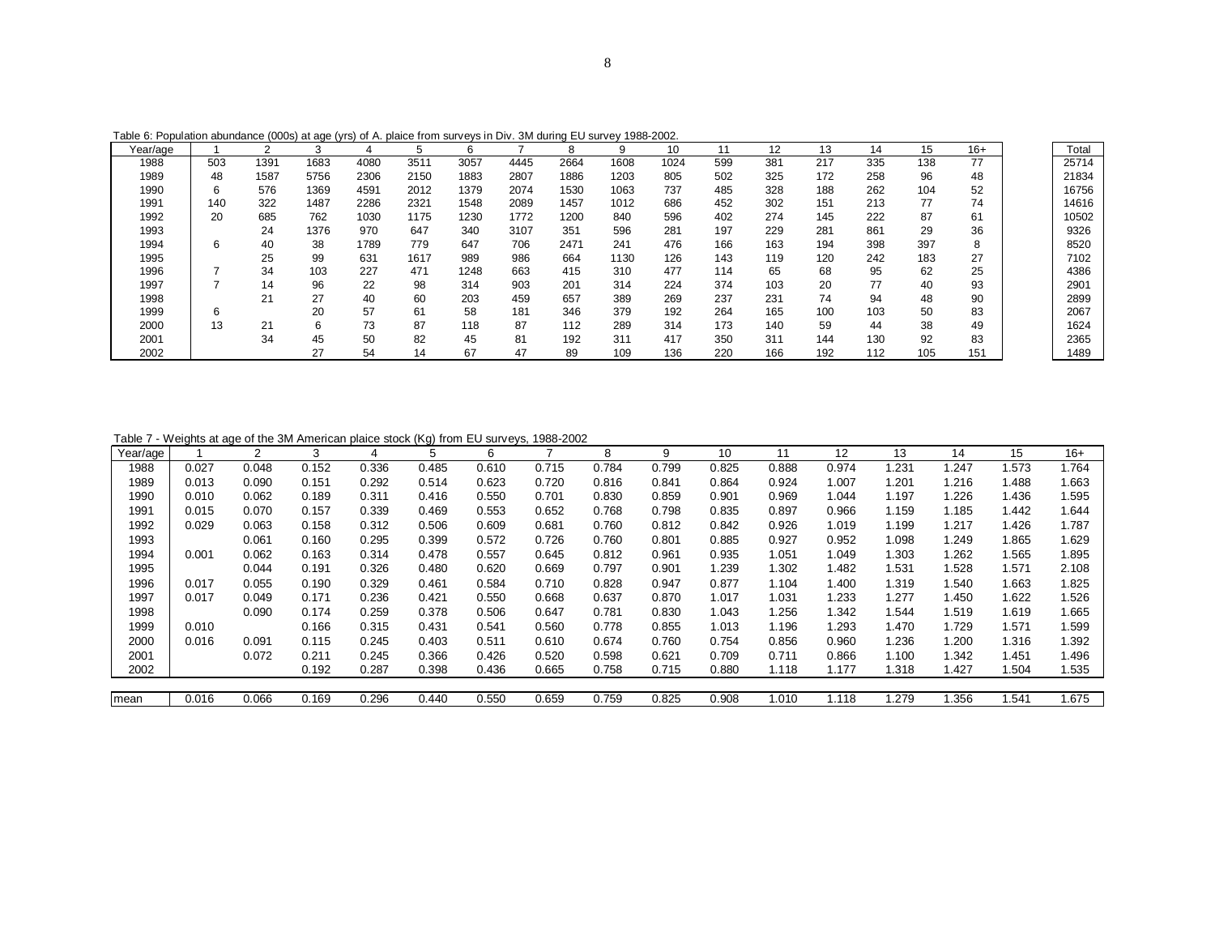Table 6: Population abundance (000s) at age (yrs) of A. plaice from surveys in Div. 3M during EU survey 1988-2002.

| Year/age | 1 | 2 | 3 | 4 | 5 | 6 | 7 | 8 | 9 | 10 | 11 | 12 | 13 | 14 | 15 | 16+ | Total |
|---|---|---|---|---|---|---|---|---|---|---|---|---|---|---|---|---|---|
| 1988 | 503 | 1391 | 1683 | 4080 | 3511 | 3057 | 4445 | 2664 | 1608 | 1024 | 599 | 381 | 217 | 335 | 138 | 77 | 25714 |
| 1989 | 48 | 1587 | 5756 | 2306 | 2150 | 1883 | 2807 | 1886 | 1203 | 805 | 502 | 325 | 172 | 258 | 96 | 48 | 21834 |
| 1990 | 6 | 576 | 1369 | 4591 | 2012 | 1379 | 2074 | 1530 | 1063 | 737 | 485 | 328 | 188 | 262 | 104 | 52 | 16756 |
| 1991 | 140 | 322 | 1487 | 2286 | 2321 | 1548 | 2089 | 1457 | 1012 | 686 | 452 | 302 | 151 | 213 | 77 | 74 | 14616 |
| 1992 | 20 | 685 | 762 | 1030 | 1175 | 1230 | 1772 | 1200 | 840 | 596 | 402 | 274 | 145 | 222 | 87 | 61 | 10502 |
| 1993 | | 24 | 1376 | 970 | 647 | 340 | 3107 | 351 | 596 | 281 | 197 | 229 | 281 | 861 | 29 | 36 | 9326 |
| 1994 | 6 | 40 | 38 | 1789 | 779 | 647 | 706 | 2471 | 241 | 476 | 166 | 163 | 194 | 398 | 397 | 8 | 8520 |
| 1995 | | 25 | 99 | 631 | 1617 | 989 | 986 | 664 | 1130 | 126 | 143 | 119 | 120 | 242 | 183 | 27 | 7102 |
| 1996 | 7 | 34 | 103 | 227 | 471 | 1248 | 663 | 415 | 310 | 477 | 114 | 65 | 68 | 95 | 62 | 25 | 4386 |
| 1997 | 7 | 14 | 96 | 22 | 98 | 314 | 903 | 201 | 314 | 224 | 374 | 103 | 20 | 77 | 40 | 93 | 2901 |
| 1998 | | 21 | 27 | 40 | 60 | 203 | 459 | 657 | 389 | 269 | 237 | 231 | 74 | 94 | 48 | 90 | 2899 |
| 1999 | 6 | | 20 | 57 | 61 | 58 | 181 | 346 | 379 | 192 | 264 | 165 | 100 | 103 | 50 | 83 | 2067 |
| 2000 | 13 | 21 | 6 | 73 | 87 | 118 | 87 | 112 | 289 | 314 | 173 | 140 | 59 | 44 | 38 | 49 | 1624 |
| 2001 | | 34 | 45 | 50 | 82 | 45 | 81 | 192 | 311 | 417 | 350 | 311 | 144 | 130 | 92 | 83 | 2365 |
| 2002 | | | 27 | 54 | 14 | 67 | 47 | 89 | 109 | 136 | 220 | 166 | 192 | 112 | 105 | 151 | 1489 |

Table 7 - Weights at age of the 3M American plaice stock (Kg) from EU surveys, 1988-2002

| Year/age | 1 | 2 | 3 | 4 | 5 | 6 | 7 | 8 | 9 | 10 | 11 | 12 | 13 | 14 | 15 | 16+ |
|---|---|---|---|---|---|---|---|---|---|---|---|---|---|---|---|---|
| 1988 | 0.027 | 0.048 | 0.152 | 0.336 | 0.485 | 0.610 | 0.715 | 0.784 | 0.799 | 0.825 | 0.888 | 0.974 | 1.231 | 1.247 | 1.573 | 1.764 |
| 1989 | 0.013 | 0.090 | 0.151 | 0.292 | 0.514 | 0.623 | 0.720 | 0.816 | 0.841 | 0.864 | 0.924 | 1.007 | 1.201 | 1.216 | 1.488 | 1.663 |
| 1990 | 0.010 | 0.062 | 0.189 | 0.311 | 0.416 | 0.550 | 0.701 | 0.830 | 0.859 | 0.901 | 0.969 | 1.044 | 1.197 | 1.226 | 1.436 | 1.595 |
| 1991 | 0.015 | 0.070 | 0.157 | 0.339 | 0.469 | 0.553 | 0.652 | 0.768 | 0.798 | 0.835 | 0.897 | 0.966 | 1.159 | 1.185 | 1.442 | 1.644 |
| 1992 | 0.029 | 0.063 | 0.158 | 0.312 | 0.506 | 0.609 | 0.681 | 0.760 | 0.812 | 0.842 | 0.926 | 1.019 | 1.199 | 1.217 | 1.426 | 1.787 |
| 1993 | | 0.061 | 0.160 | 0.295 | 0.399 | 0.572 | 0.726 | 0.760 | 0.801 | 0.885 | 0.927 | 0.952 | 1.098 | 1.249 | 1.865 | 1.629 |
| 1994 | 0.001 | 0.062 | 0.163 | 0.314 | 0.478 | 0.557 | 0.645 | 0.812 | 0.961 | 0.935 | 1.051 | 1.049 | 1.303 | 1.262 | 1.565 | 1.895 |
| 1995 | | 0.044 | 0.191 | 0.326 | 0.480 | 0.620 | 0.669 | 0.797 | 0.901 | 1.239 | 1.302 | 1.482 | 1.531 | 1.528 | 1.571 | 2.108 |
| 1996 | 0.017 | 0.055 | 0.190 | 0.329 | 0.461 | 0.584 | 0.710 | 0.828 | 0.947 | 0.877 | 1.104 | 1.400 | 1.319 | 1.540 | 1.663 | 1.825 |
| 1997 | 0.017 | 0.049 | 0.171 | 0.236 | 0.421 | 0.550 | 0.668 | 0.637 | 0.870 | 1.017 | 1.031 | 1.233 | 1.277 | 1.450 | 1.622 | 1.526 |
| 1998 | | 0.090 | 0.174 | 0.259 | 0.378 | 0.506 | 0.647 | 0.781 | 0.830 | 1.043 | 1.256 | 1.342 | 1.544 | 1.519 | 1.619 | 1.665 |
| 1999 | 0.010 | | 0.166 | 0.315 | 0.431 | 0.541 | 0.560 | 0.778 | 0.855 | 1.013 | 1.196 | 1.293 | 1.470 | 1.729 | 1.571 | 1.599 |
| 2000 | 0.016 | 0.091 | 0.115 | 0.245 | 0.403 | 0.511 | 0.610 | 0.674 | 0.760 | 0.754 | 0.856 | 0.960 | 1.236 | 1.200 | 1.316 | 1.392 |
| 2001 | | 0.072 | 0.211 | 0.245 | 0.366 | 0.426 | 0.520 | 0.598 | 0.621 | 0.709 | 0.711 | 0.866 | 1.100 | 1.342 | 1.451 | 1.496 |
| 2002 | | | 0.192 | 0.287 | 0.398 | 0.436 | 0.665 | 0.758 | 0.715 | 0.880 | 1.118 | 1.177 | 1.318 | 1.427 | 1.504 | 1.535 |
| mean | 0.016 | 0.066 | 0.169 | 0.296 | 0.440 | 0.550 | 0.659 | 0.759 | 0.825 | 0.908 | 1.010 | 1.118 | 1.279 | 1.356 | 1.541 | 1.675 |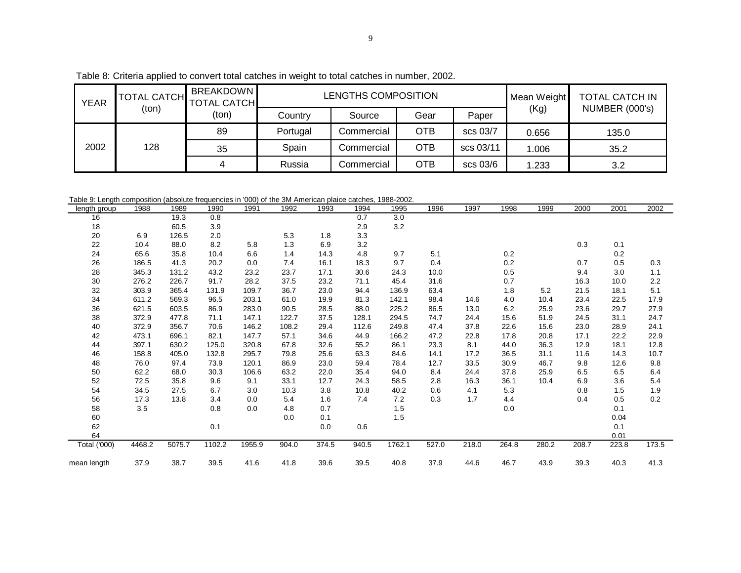Table 8: Criteria applied to convert total catches in weight to total catches in number, 2002.

| YEAR | TOTAL CATCH (ton) | BREAKDOWN TOTAL CATCH (ton) | LENGTHS COMPOSITION | | | | Mean Weight (Kg) | TOTAL CATCH IN NUMBER (000's) |
|---|---|---|---|---|---|---|---|---|
| | | | Country | Source | Gear | Paper | | |
| 2002 | 128 | 89 | Portugal | Commercial | OTB | scs 03/7 | 0.656 | 135.0 |
| | | 35 | Spain | Commercial | OTB | scs 03/11 | 1.006 | 35.2 |
| | | 4 | Russia | Commercial | OTB | scs 03/6 | 1.233 | 3.2 |

Table 9: Length composition (absolute frequencies in '000) of the 3M American plaice catches, 1988-2002.

| length group | 1988 | 1989 | 1990 | 1991 | 1992 | 1993 | 1994 | 1995 | 1996 | 1997 | 1998 | 1999 | 2000 | 2001 | 2002 |
|---|---|---|---|---|---|---|---|---|---|---|---|---|---|---|---|
| 16 | | 19.3 | 0.8 | | | | 0.7 | 3.0 | | | | | | | |
| 18 | | 60.5 | 3.9 | | | | 2.9 | 3.2 | | | | | | | |
| 20 | 6.9 | 126.5 | 2.0 | | 5.3 | 1.8 | 3.3 | | | | | | | | |
| 22 | 10.4 | 88.0 | 8.2 | 5.8 | 1.3 | 6.9 | 3.2 | | | | | | 0.3 | 0.1 | |
| 24 | 65.6 | 35.8 | 10.4 | 6.6 | 1.4 | 14.3 | 4.8 | 9.7 | 5.1 | | 0.2 | | | 0.2 | |
| 26 | 186.5 | 41.3 | 20.2 | 0.0 | 7.4 | 16.1 | 18.3 | 9.7 | 0.4 | | 0.2 | | 0.7 | 0.5 | 0.3 |
| 28 | 345.3 | 131.2 | 43.2 | 23.2 | 23.7 | 17.1 | 30.6 | 24.3 | 10.0 | | 0.5 | | 9.4 | 3.0 | 1.1 |
| 30 | 276.2 | 226.7 | 91.7 | 28.2 | 37.5 | 23.2 | 71.1 | 45.4 | 31.6 | | 0.7 | | 16.3 | 10.0 | 2.2 |
| 32 | 303.9 | 365.4 | 131.9 | 109.7 | 36.7 | 23.0 | 94.4 | 136.9 | 63.4 | | 1.8 | 5.2 | 21.5 | 18.1 | 5.1 |
| 34 | 611.2 | 569.3 | 96.5 | 203.1 | 61.0 | 19.9 | 81.3 | 142.1 | 98.4 | 14.6 | 4.0 | 10.4 | 23.4 | 22.5 | 17.9 |
| 36 | 621.5 | 603.5 | 86.9 | 283.0 | 90.5 | 28.5 | 88.0 | 225.2 | 86.5 | 13.0 | 6.2 | 25.9 | 23.6 | 29.7 | 27.9 |
| 38 | 372.9 | 477.8 | 71.1 | 147.1 | 122.7 | 37.5 | 128.1 | 294.5 | 74.7 | 24.4 | 15.6 | 51.9 | 24.5 | 31.1 | 24.7 |
| 40 | 372.9 | 356.7 | 70.6 | 146.2 | 108.2 | 29.4 | 112.6 | 249.8 | 47.4 | 37.8 | 22.6 | 15.6 | 23.0 | 28.9 | 24.1 |
| 42 | 473.1 | 696.1 | 82.1 | 147.7 | 57.1 | 34.6 | 44.9 | 166.2 | 47.2 | 22.8 | 17.8 | 20.8 | 17.1 | 22.2 | 22.9 |
| 44 | 397.1 | 630.2 | 125.0 | 320.8 | 67.8 | 32.6 | 55.2 | 86.1 | 23.3 | 8.1 | 44.0 | 36.3 | 12.9 | 18.1 | 12.8 |
| 46 | 158.8 | 405.0 | 132.8 | 295.7 | 79.8 | 25.6 | 63.3 | 84.6 | 14.1 | 17.2 | 36.5 | 31.1 | 11.6 | 14.3 | 10.7 |
| 48 | 76.0 | 97.4 | 73.9 | 120.1 | 86.9 | 23.0 | 59.4 | 78.4 | 12.7 | 33.5 | 30.9 | 46.7 | 9.8 | 12.6 | 9.8 |
| 50 | 62.2 | 68.0 | 30.3 | 106.6 | 63.2 | 22.0 | 35.4 | 94.0 | 8.4 | 24.4 | 37.8 | 25.9 | 6.5 | 6.5 | 6.4 |
| 52 | 72.5 | 35.8 | 9.6 | 9.1 | 33.1 | 12.7 | 24.3 | 58.5 | 2.8 | 16.3 | 36.1 | 10.4 | 6.9 | 3.6 | 5.4 |
| 54 | 34.5 | 27.5 | 6.7 | 3.0 | 10.3 | 3.8 | 10.8 | 40.2 | 0.6 | 4.1 | 5.3 | | 0.8 | 1.5 | 1.9 |
| 56 | 17.3 | 13.8 | 3.4 | 0.0 | 5.4 | 1.6 | 7.4 | 7.2 | 0.3 | 1.7 | 4.4 | | 0.4 | 0.5 | 0.2 |
| 58 | 3.5 | | 0.8 | 0.0 | 4.8 | 0.7 | | 1.5 | | | 0.0 | | | 0.1 | |
| 60 | | | | | 0.0 | 0.1 | | 1.5 | | | | | | 0.04 | |
| 62 | | | 0.1 | | | 0.0 | 0.6 | | | | | | | 0.1 | |
| 64 | | | | | | | | | | | | | | 0.01 | |
| Total ('000) | 4468.2 | 5075.7 | 1102.2 | 1955.9 | 904.0 | 374.5 | 940.5 | 1762.1 | 527.0 | 218.0 | 264.8 | 280.2 | 208.7 | 223.8 | 173.5 |
| mean length | 37.9 | 38.7 | 39.5 | 41.6 | 41.8 | 39.6 | 39.5 | 40.8 | 37.9 | 44.6 | 46.7 | 43.9 | 39.3 | 40.3 | 41.3 |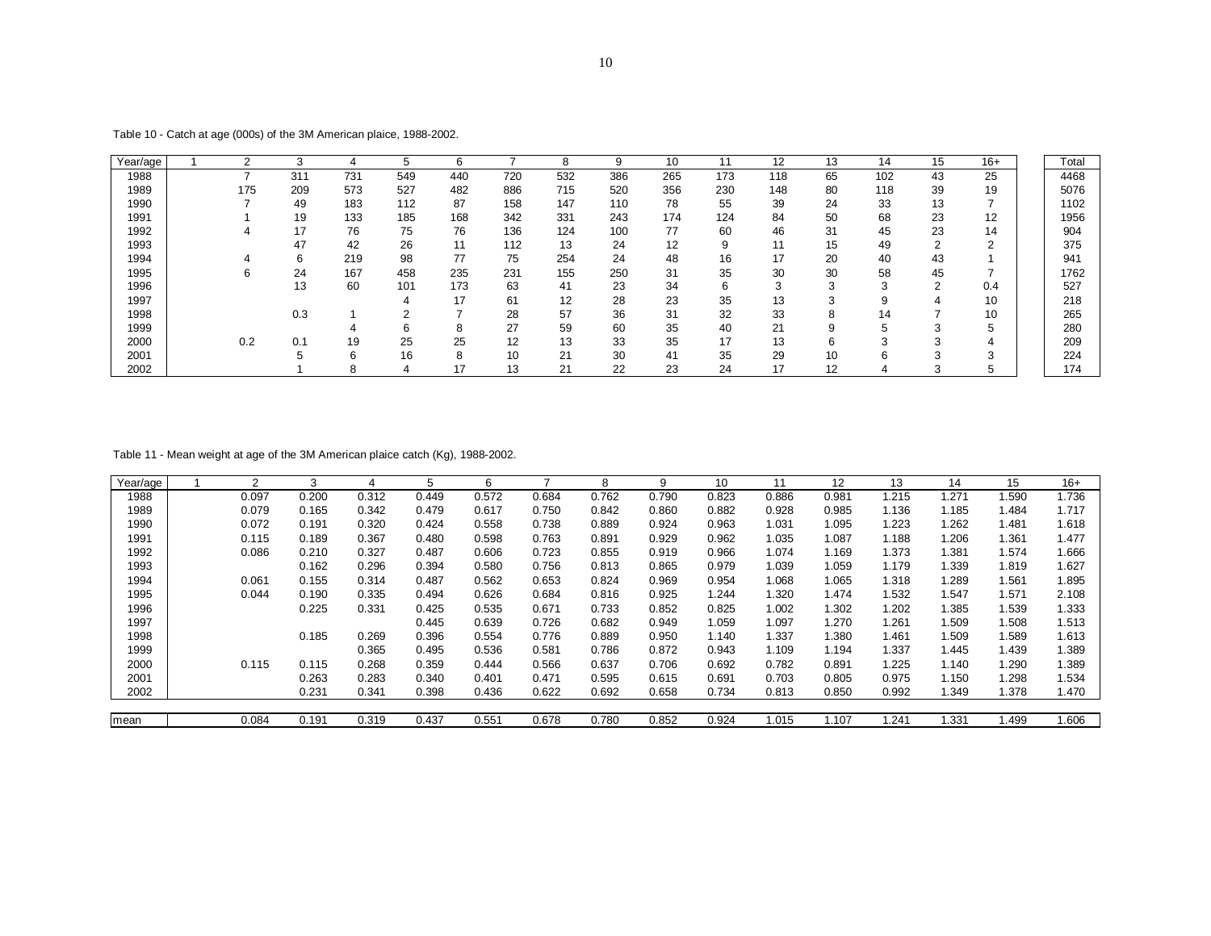Table 10 - Catch at age (000s) of the 3M American plaice, 1988-2002.

| Year/age | 1 | 2 | 3 | 4 | 5 | 6 | 7 | 8 | 9 | 10 | 11 | 12 | 13 | 14 | 15 | 16+ | Total |
|---|---|---|---|---|---|---|---|---|---|---|---|---|---|---|---|---|---|
| 1988 | | 7 | 311 | 731 | 549 | 440 | 720 | 532 | 386 | 265 | 173 | 118 | 65 | 102 | 43 | 25 | 4468 |
| 1989 | | 175 | 209 | 573 | 527 | 482 | 886 | 715 | 520 | 356 | 230 | 148 | 80 | 118 | 39 | 19 | 5076 |
| 1990 | | 7 | 49 | 183 | 112 | 87 | 158 | 147 | 110 | 78 | 55 | 39 | 24 | 33 | 13 | 7 | 1102 |
| 1991 | | 1 | 19 | 133 | 185 | 168 | 342 | 331 | 243 | 174 | 124 | 84 | 50 | 68 | 23 | 12 | 1956 |
| 1992 | | 4 | 17 | 76 | 75 | 76 | 136 | 124 | 100 | 77 | 60 | 46 | 31 | 45 | 23 | 14 | 904 |
| 1993 | | | 47 | 42 | 26 | 11 | 112 | 13 | 24 | 12 | 9 | 11 | 15 | 49 | 2 | 2 | 375 |
| 1994 | | 4 | 6 | 219 | 98 | 77 | 75 | 254 | 24 | 48 | 16 | 17 | 20 | 40 | 43 | 1 | 941 |
| 1995 | | 6 | 24 | 167 | 458 | 235 | 231 | 155 | 250 | 31 | 35 | 30 | 30 | 58 | 45 | 7 | 1762 |
| 1996 | | | 13 | 60 | 101 | 173 | 63 | 41 | 23 | 34 | 6 | 3 | 3 | 3 | 2 | 0.4 | 527 |
| 1997 | | | | | 4 | 17 | 61 | 12 | 28 | 23 | 35 | 13 | 3 | 9 | 4 | 10 | 218 |
| 1998 | | | 0.3 | 1 | 2 | 7 | 28 | 57 | 36 | 31 | 32 | 33 | 8 | 14 | 7 | 10 | 265 |
| 1999 | | | | 4 | 6 | 8 | 27 | 59 | 60 | 35 | 40 | 21 | 9 | 5 | 3 | 5 | 280 |
| 2000 | | 0.2 | 0.1 | 19 | 25 | 25 | 12 | 13 | 33 | 35 | 17 | 13 | 6 | 3 | 3 | 4 | 209 |
| 2001 | | | 5 | 6 | 16 | 8 | 10 | 21 | 30 | 41 | 35 | 29 | 10 | 6 | 3 | 3 | 224 |
| 2002 | | | 1 | 8 | 4 | 17 | 13 | 21 | 22 | 23 | 24 | 17 | 12 | 4 | 3 | 5 | 174 |

Table 11 - Mean weight at age of the 3M American plaice catch (Kg), 1988-2002.

| Year/age | 1 | 2 | 3 | 4 | 5 | 6 | 7 | 8 | 9 | 10 | 11 | 12 | 13 | 14 | 15 | 16+ |
|---|---|---|---|---|---|---|---|---|---|---|---|---|---|---|---|---|
| 1988 | | 0.097 | 0.200 | 0.312 | 0.449 | 0.572 | 0.684 | 0.762 | 0.790 | 0.823 | 0.886 | 0.981 | 1.215 | 1.271 | 1.590 | 1.736 |
| 1989 | | 0.079 | 0.165 | 0.342 | 0.479 | 0.617 | 0.750 | 0.842 | 0.860 | 0.882 | 0.928 | 0.985 | 1.136 | 1.185 | 1.484 | 1.717 |
| 1990 | | 0.072 | 0.191 | 0.320 | 0.424 | 0.558 | 0.738 | 0.889 | 0.924 | 0.963 | 1.031 | 1.095 | 1.223 | 1.262 | 1.481 | 1.618 |
| 1991 | | 0.115 | 0.189 | 0.367 | 0.480 | 0.598 | 0.763 | 0.891 | 0.929 | 0.962 | 1.035 | 1.087 | 1.188 | 1.206 | 1.361 | 1.477 |
| 1992 | | 0.086 | 0.210 | 0.327 | 0.487 | 0.606 | 0.723 | 0.855 | 0.919 | 0.966 | 1.074 | 1.169 | 1.373 | 1.381 | 1.574 | 1.666 |
| 1993 | | | 0.162 | 0.296 | 0.394 | 0.580 | 0.756 | 0.813 | 0.865 | 0.979 | 1.039 | 1.059 | 1.179 | 1.339 | 1.819 | 1.627 |
| 1994 | | 0.061 | 0.155 | 0.314 | 0.487 | 0.562 | 0.653 | 0.824 | 0.969 | 0.954 | 1.068 | 1.065 | 1.318 | 1.289 | 1.561 | 1.895 |
| 1995 | | 0.044 | 0.190 | 0.335 | 0.494 | 0.626 | 0.684 | 0.816 | 0.925 | 1.244 | 1.320 | 1.474 | 1.532 | 1.547 | 1.571 | 2.108 |
| 1996 | | | 0.225 | 0.331 | 0.425 | 0.535 | 0.671 | 0.733 | 0.852 | 0.825 | 1.002 | 1.302 | 1.202 | 1.385 | 1.539 | 1.333 |
| 1997 | | | | | 0.445 | 0.639 | 0.726 | 0.682 | 0.949 | 1.059 | 1.097 | 1.270 | 1.261 | 1.509 | 1.508 | 1.513 |
| 1998 | | | 0.185 | 0.269 | 0.396 | 0.554 | 0.776 | 0.889 | 0.950 | 1.140 | 1.337 | 1.380 | 1.461 | 1.509 | 1.589 | 1.613 |
| 1999 | | | | 0.365 | 0.495 | 0.536 | 0.581 | 0.786 | 0.872 | 0.943 | 1.109 | 1.194 | 1.337 | 1.445 | 1.439 | 1.389 |
| 2000 | | 0.115 | 0.115 | 0.268 | 0.359 | 0.444 | 0.566 | 0.637 | 0.706 | 0.692 | 0.782 | 0.891 | 1.225 | 1.140 | 1.290 | 1.389 |
| 2001 | | | 0.263 | 0.283 | 0.340 | 0.401 | 0.471 | 0.595 | 0.615 | 0.691 | 0.703 | 0.805 | 0.975 | 1.150 | 1.298 | 1.534 |
| 2002 | | | 0.231 | 0.341 | 0.398 | 0.436 | 0.622 | 0.692 | 0.658 | 0.734 | 0.813 | 0.850 | 0.992 | 1.349 | 1.378 | 1.470 |
| mean | | 0.084 | 0.191 | 0.319 | 0.437 | 0.551 | 0.678 | 0.780 | 0.852 | 0.924 | 1.015 | 1.107 | 1.241 | 1.331 | 1.499 | 1.606 |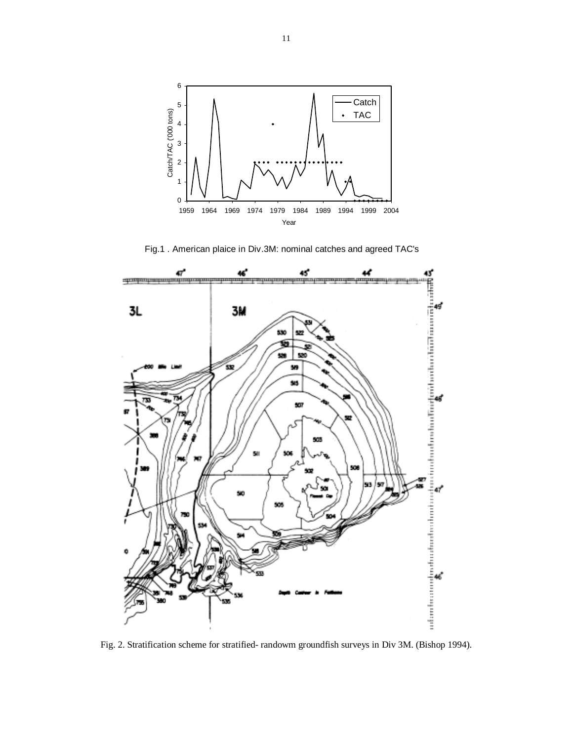Fig.1 . American plaice in Div.3M: nominal catches and agreed TAC's

Fig. 2. Stratification scheme for stratified- randowm groundfish surveys in Div 3M. (Bishop 1994).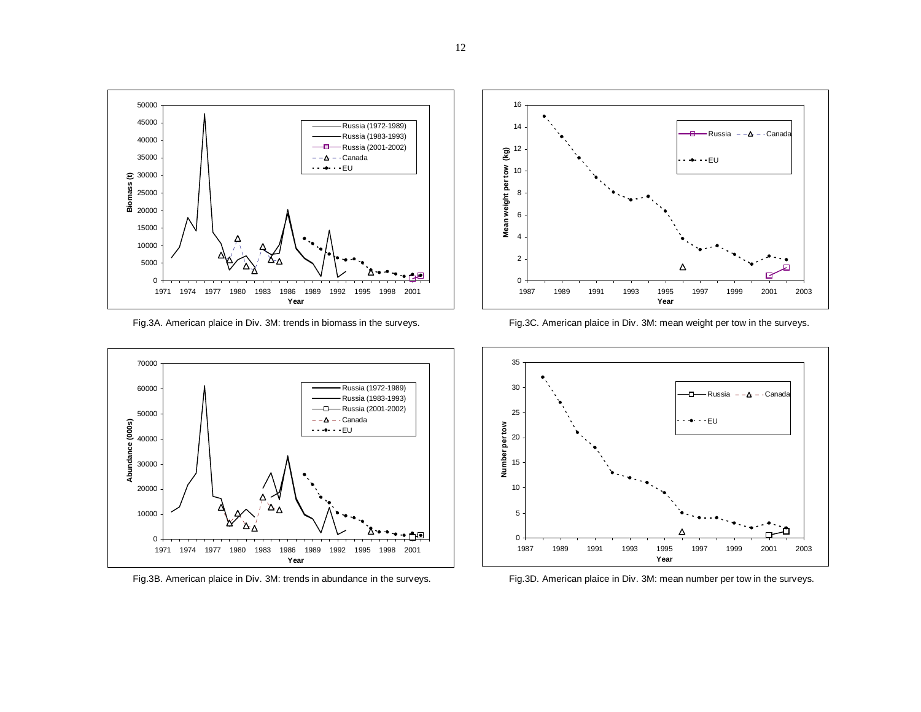50000
45000
40000
35000
30000
25000
20000
15000
10000
5000
0

Biomass (t)

1971 1974 1977 1980 1983 1986 1989 1992 1995 1998 2001

Year

Russia (1972-1989)
Russia (1983-1993)
Russia (2001-2002)
Canada
EU

Fig.3A. American plaice in Div. 3M: trends in biomass in the surveys.

16
14
12
10
8
6
4
2
0

Mean weight per tow (kg)

1987 1989 1991 1993 1995 1997 1999 2001 2003

Year

Russia
Canada
EU

Fig.3C. American plaice in Div. 3M: mean weight per tow in the surveys.

70000
60000
50000
40000
30000
20000
10000
0

Abundance (000s)

1971 1974 1977 1980 1983 1986 1989 1992 1995 1998 2001

Year

Russia (1972-1989)
Russia (1983-1993)
Russia (2001-2002)
Canada
EU

Fig.3B. American plaice in Div. 3M: trends in abundance in the surveys.

35
30
25
20
15
10
5
0

Number per tow

1987 1989 1991 1993 1995 1997 1999 2001 2003

Year

Russia
Canada
EU

Fig.3D. American plaice in Div. 3M: mean number per tow in the surveys.